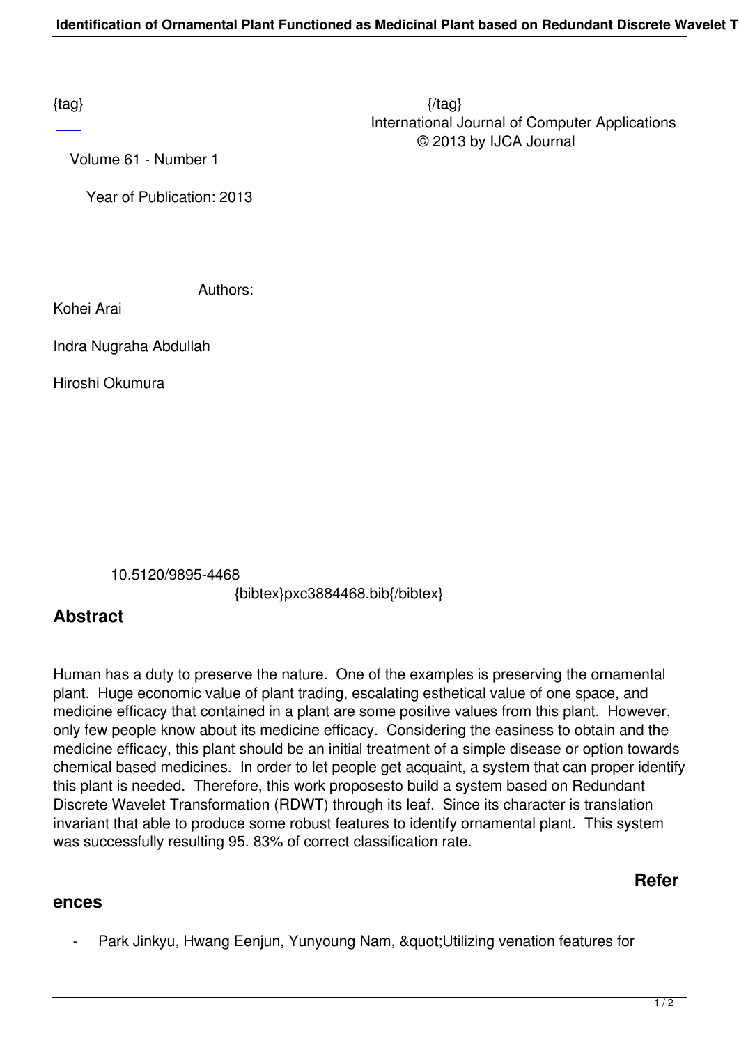{tag} {/tag}

International Journal of Computer Applications

© 2013 by IJCA Journal

Volume 61 - Number 1

Year of Publication: 2013

Authors:

Kohei Arai

Indra Nugraha Abdullah

Hiroshi Okumura

10.5120/9895-4468

{bibtex}pxc3884468.bib{/bibtex}

## Abstract

Human has a duty to preserve the nature. One of the examples is preserving the ornamental plant. Huge economic value of plant trading, escalating esthetical value of one space, and medicine efficacy that contained in a plant are some positive values from this plant. However, only few people know about its medicine efficacy. Considering the easiness to obtain and the medicine efficacy, this plant should be an initial treatment of a simple disease or option towards chemical based medicines. In order to let people get acquaint, a system that can proper identify this plant is needed. Therefore, this work proposesto build a system based on Redundant Discrete Wavelet Transformation (RDWT) through its leaf. Since its character is translation invariant that able to produce some robust features to identify ornamental plant. This system was successfully resulting 95. 83% of correct classification rate.

## References

- Park Jinkyu, Hwang Eenjun, Yunyoung Nam, &quot;Utilizing venation features for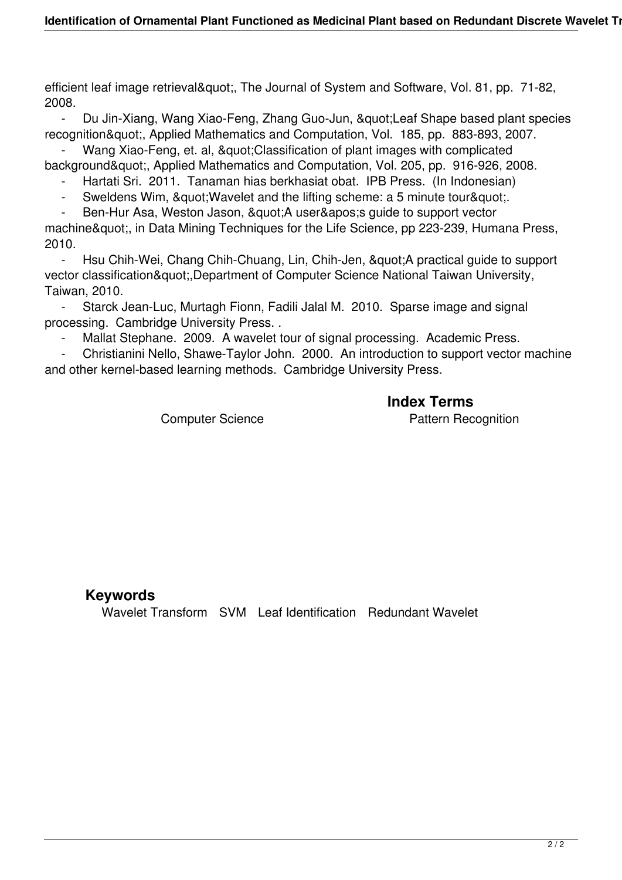efficient leaf image retrieval&quot;, The Journal of System and Software, Vol. 81, pp. 71-82, 2008.

- Du Jin-Xiang, Wang Xiao-Feng, Zhang Guo-Jun, &quot;Leaf Shape based plant species recognition&quot;, Applied Mathematics and Computation, Vol. 185, pp. 883-893, 2007.
- Wang Xiao-Feng, et. al, &quot;Classification of plant images with complicated background&quot;, Applied Mathematics and Computation, Vol. 205, pp. 916-926, 2008.
- Hartati Sri. 2011. Tanaman hias berkhasiat obat. IPB Press. (In Indonesian)
- Sweldens Wim, &quot;Wavelet and the lifting scheme: a 5 minute tour&quot;.
- Ben-Hur Asa, Weston Jason, &quot;A user&apos;s guide to support vector machine&quot;, in Data Mining Techniques for the Life Science, pp 223-239, Humana Press, 2010.
- Hsu Chih-Wei, Chang Chih-Chuang, Lin, Chih-Jen, &quot;A practical guide to support vector classification&quot;,Department of Computer Science National Taiwan University, Taiwan, 2010.
- Starck Jean-Luc, Murtagh Fionn, Fadili Jalal M. 2010. Sparse image and signal processing. Cambridge University Press. .
- Mallat Stephane. 2009. A wavelet tour of signal processing. Academic Press.
- Christianini Nello, Shawe-Taylor John. 2000. An introduction to support vector machine and other kernel-based learning methods. Cambridge University Press.

## Index Terms

Computer Science Pattern Recognition

## Keywords

Wavelet Transform SVM Leaf Identification Redundant Wavelet